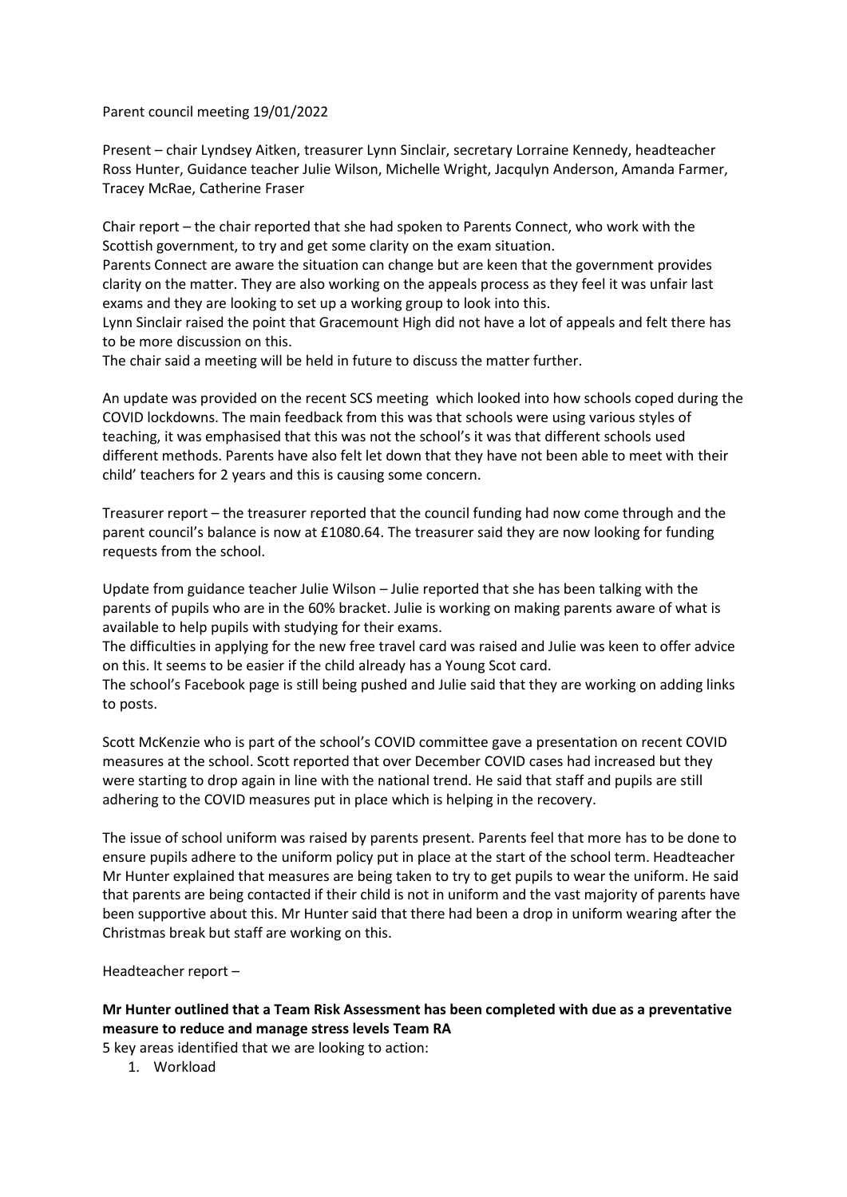Parent council meeting 19/01/2022

Present – chair Lyndsey Aitken, treasurer Lynn Sinclair, secretary Lorraine Kennedy, headteacher Ross Hunter, Guidance teacher Julie Wilson, Michelle Wright, Jacqulyn Anderson, Amanda Farmer, Tracey McRae, Catherine Fraser

Chair report – the chair reported that she had spoken to Parents Connect, who work with the Scottish government, to try and get some clarity on the exam situation.
Parents Connect are aware the situation can change but are keen that the government provides clarity on the matter. They are also working on the appeals process as they feel it was unfair last exams and they are looking to set up a working group to look into this.
Lynn Sinclair raised the point that Gracemount High did not have a lot of appeals and felt there has to be more discussion on this.
The chair said a meeting will be held in future to discuss the matter further.

An update was provided on the recent SCS meeting which looked into how schools coped during the COVID lockdowns. The main feedback from this was that schools were using various styles of teaching, it was emphasised that this was not the school's it was that different schools used different methods. Parents have also felt let down that they have not been able to meet with their child' teachers for 2 years and this is causing some concern.

Treasurer report – the treasurer reported that the council funding had now come through and the parent council's balance is now at £1080.64. The treasurer said they are now looking for funding requests from the school.

Update from guidance teacher Julie Wilson – Julie reported that she has been talking with the parents of pupils who are in the 60% bracket. Julie is working on making parents aware of what is available to help pupils with studying for their exams.
The difficulties in applying for the new free travel card was raised and Julie was keen to offer advice on this. It seems to be easier if the child already has a Young Scot card.
The school's Facebook page is still being pushed and Julie said that they are working on adding links to posts.

Scott McKenzie who is part of the school's COVID committee gave a presentation on recent COVID measures at the school. Scott reported that over December COVID cases had increased but they were starting to drop again in line with the national trend. He said that staff and pupils are still adhering to the COVID measures put in place which is helping in the recovery.

The issue of school uniform was raised by parents present. Parents feel that more has to be done to ensure pupils adhere to the uniform policy put in place at the start of the school term. Headteacher Mr Hunter explained that measures are being taken to try to get pupils to wear the uniform. He said that parents are being contacted if their child is not in uniform and the vast majority of parents have been supportive about this. Mr Hunter said that there had been a drop in uniform wearing after the Christmas break but staff are working on this.

Headteacher report –

**Mr Hunter outlined that a Team Risk Assessment has been completed with due as a preventative measure to reduce and manage stress levels Team RA**

5 key areas identified that we are looking to action:

1. Workload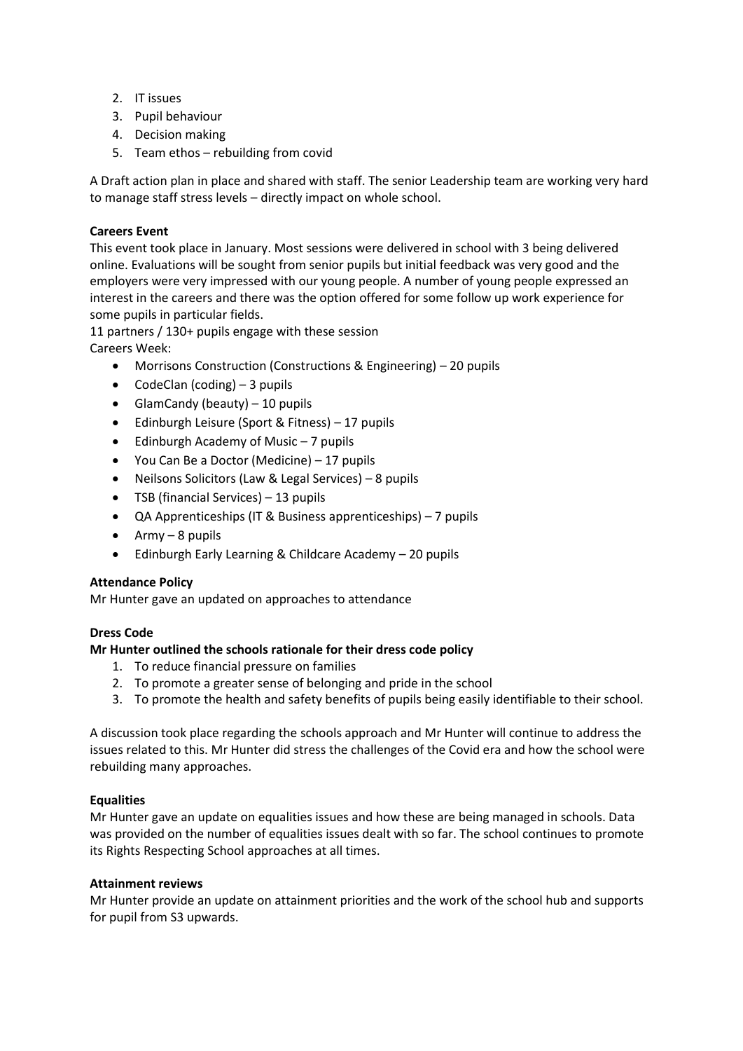2. IT issues
3. Pupil behaviour
4. Decision making
5. Team ethos – rebuilding from covid

A Draft action plan in place and shared with staff. The senior Leadership team are working very hard to manage staff stress levels – directly impact on whole school.

**Careers Event**

This event took place in January. Most sessions were delivered in school with 3 being delivered online. Evaluations will be sought from senior pupils but initial feedback was very good and the employers were very impressed with our young people. A number of young people expressed an interest in the careers and there was the option offered for some follow up work experience for some pupils in particular fields.

11 partners / 130+ pupils engage with these session

Careers Week:

- Morrisons Construction (Constructions & Engineering) – 20 pupils
- CodeClan (coding) – 3 pupils
- GlamCandy (beauty) – 10 pupils
- Edinburgh Leisure (Sport & Fitness) – 17 pupils
- Edinburgh Academy of Music – 7 pupils
- You Can Be a Doctor (Medicine) – 17 pupils
- Neilsons Solicitors (Law & Legal Services) – 8 pupils
- TSB (financial Services) – 13 pupils
- QA Apprenticeships (IT & Business apprenticeships) – 7 pupils
- Army – 8 pupils
- Edinburgh Early Learning & Childcare Academy – 20 pupils

**Attendance Policy**

Mr Hunter gave an updated on approaches to attendance

**Dress Code**

**Mr Hunter outlined the schools rationale for their dress code policy**

1. To reduce financial pressure on families
2. To promote a greater sense of belonging and pride in the school
3. To promote the health and safety benefits of pupils being easily identifiable to their school.

A discussion took place regarding the schools approach and Mr Hunter will continue to address the issues related to this. Mr Hunter did stress the challenges of the Covid era and how the school were rebuilding many approaches.

**Equalities**

Mr Hunter gave an update on equalities issues and how these are being managed in schools. Data was provided on the number of equalities issues dealt with so far. The school continues to promote its Rights Respecting School approaches at all times.

**Attainment reviews**

Mr Hunter provide an update on attainment priorities and the work of the school hub and supports for pupil from S3 upwards.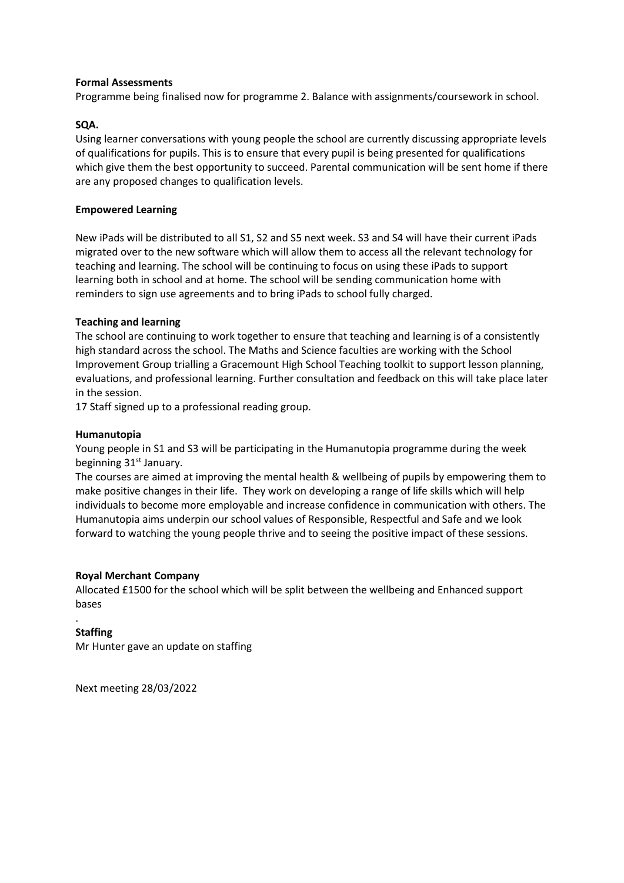**Formal Assessments**

Programme being finalised now for programme 2. Balance with assignments/coursework in school.

**SQA.**

Using learner conversations with young people the school are currently discussing appropriate levels of qualifications for pupils. This is to ensure that every pupil is being presented for qualifications which give them the best opportunity to succeed. Parental communication will be sent home if there are any proposed changes to qualification levels.

**Empowered Learning**

New iPads will be distributed to all S1, S2 and S5 next week. S3 and S4 will have their current iPads migrated over to the new software which will allow them to access all the relevant technology for teaching and learning. The school will be continuing to focus on using these iPads to support learning both in school and at home. The school will be sending communication home with reminders to sign use agreements and to bring iPads to school fully charged.

**Teaching and learning**

The school are continuing to work together to ensure that teaching and learning is of a consistently high standard across the school. The Maths and Science faculties are working with the School Improvement Group trialling a Gracemount High School Teaching toolkit to support lesson planning, evaluations, and professional learning. Further consultation and feedback on this will take place later in the session.

17 Staff signed up to a professional reading group.

**Humanutopia**

Young people in S1 and S3 will be participating in the Humanutopia programme during the week beginning 31st January.

The courses are aimed at improving the mental health & wellbeing of pupils by empowering them to make positive changes in their life. They work on developing a range of life skills which will help individuals to become more employable and increase confidence in communication with others. The Humanutopia aims underpin our school values of Responsible, Respectful and Safe and we look forward to watching the young people thrive and to seeing the positive impact of these sessions.

**Royal Merchant Company**

Allocated £1500 for the school which will be split between the wellbeing and Enhanced support bases

.

**Staffing**

Mr Hunter gave an update on staffing

Next meeting 28/03/2022